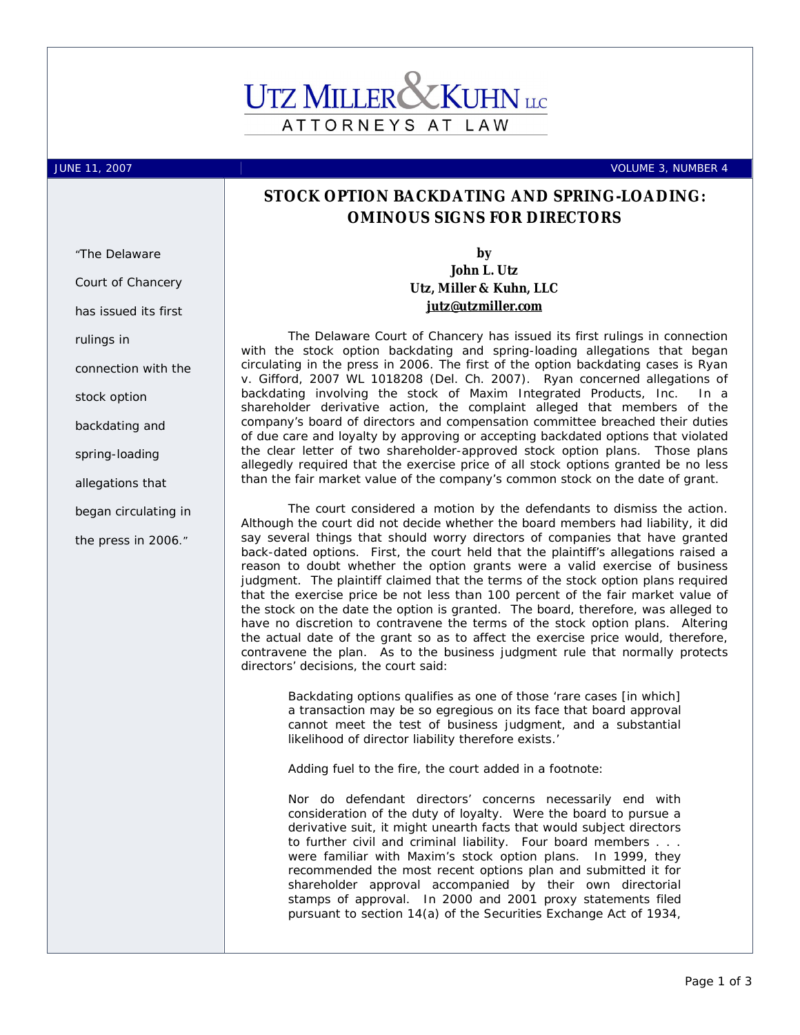# UTZ MILLER & KUHN LLC

ATTORNEYS AT LAW

JUNE 11, 2007 | VOLUME 3, NUMBER 4

## STOCK OPTION BACKDATING AND SPRING-LOADING: OMINOUS SIGNS FOR DIRECTORS

"The Delaware Court of Chancery has issued its first rulings in connection with the stock option backdating and spring-loading allegations that began circulating in the press in 2006."

**by**
**John L. Utz**
**Utz, Miller & Kuhn, LLC**
**jutz@utzmiller.com**

The Delaware Court of Chancery has issued its first rulings in connection with the stock option backdating and spring-loading allegations that began circulating in the press in 2006. The first of the option backdating cases is Ryan v. Gifford, 2007 WL 1018208 (Del. Ch. 2007). Ryan concerned allegations of backdating involving the stock of Maxim Integrated Products, Inc. In a shareholder derivative action, the complaint alleged that members of the company's board of directors and compensation committee breached their duties of due care and loyalty by approving or accepting backdated options that violated the clear letter of two shareholder-approved stock option plans. Those plans allegedly required that the exercise price of all stock options granted be no less than the fair market value of the company's common stock on the date of grant.

The court considered a motion by the defendants to dismiss the action. Although the court did not decide whether the board members had liability, it did say several things that should worry directors of companies that have granted back-dated options. First, the court held that the plaintiff's allegations raised a reason to doubt whether the option grants were a valid exercise of business judgment. The plaintiff claimed that the terms of the stock option plans required that the exercise price be not less than 100 percent of the fair market value of the stock on the date the option is granted. The board, therefore, was alleged to have no discretion to contravene the terms of the stock option plans. Altering the actual date of the grant so as to affect the exercise price would, therefore, contravene the plan. As to the business judgment rule that normally protects directors' decisions, the court said:

> Backdating options qualifies as one of those 'rare cases [in which] a transaction may be so egregious on its face that board approval cannot meet the test of business judgment, and a substantial likelihood of director liability therefore exists.'

Adding fuel to the fire, the court added in a footnote:

> Nor do defendant directors' concerns necessarily end with consideration of the duty of loyalty. Were the board to pursue a derivative suit, it might unearth facts that would subject directors to further civil and criminal liability. Four board members . . . were familiar with Maxim's stock option plans. In 1999, they recommended the most recent options plan and submitted it for shareholder approval accompanied by their own directorial stamps of approval. In 2000 and 2001 proxy statements filed pursuant to section 14(a) of the Securities Exchange Act of 1934,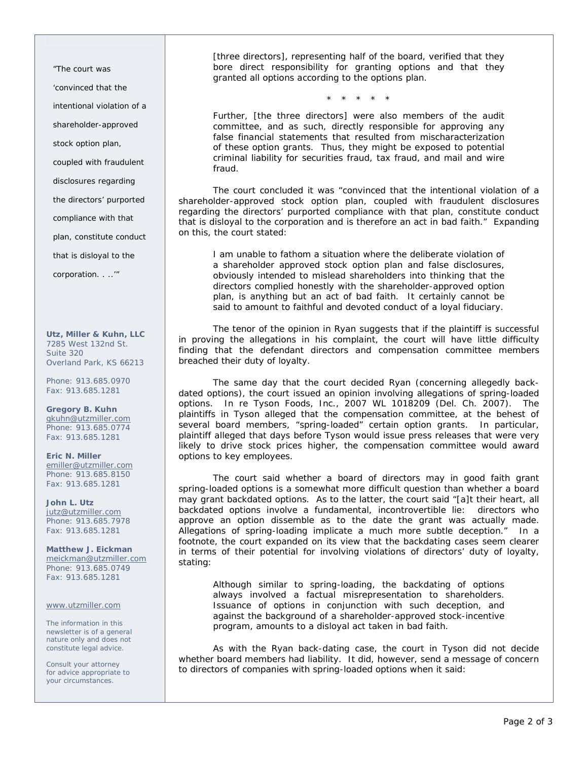> [three directors], representing half of the board, verified that they bore direct responsibility for granting options and that they granted all options according to the options plan.
>
> \* \* \* \* \*
>
> Further, [the three directors] were also members of the audit committee, and as such, directly responsible for approving any false financial statements that resulted from mischaracterization of these option grants. Thus, they might be exposed to potential criminal liability for securities fraud, tax fraud, and mail and wire fraud.

The court concluded it was "convinced that the intentional violation of a shareholder-approved stock option plan, coupled with fraudulent disclosures regarding the directors' purported compliance with that plan, constitute conduct that is disloyal to the corporation and is therefore an act in bad faith." Expanding on this, the court stated:

> I am unable to fathom a situation where the deliberate violation of a shareholder approved stock option plan and false disclosures, obviously intended to mislead shareholders into thinking that the directors complied honestly with the shareholder-approved option plan, is anything but an act of bad faith. It certainly cannot be said to amount to faithful and devoted conduct of a loyal fiduciary.

The tenor of the opinion in Ryan suggests that if the plaintiff is successful in proving the allegations in his complaint, the court will have little difficulty finding that the defendant directors and compensation committee members breached their duty of loyalty.

The same day that the court decided Ryan (concerning allegedly back-dated options), the court issued an opinion involving allegations of spring-loaded options. In re Tyson Foods, Inc., 2007 WL 1018209 (Del. Ch. 2007). The plaintiffs in Tyson alleged that the compensation committee, at the behest of several board members, "spring-loaded" certain option grants. In particular, plaintiff alleged that days before Tyson would issue press releases that were very likely to drive stock prices higher, the compensation committee would award options to key employees.

The court said whether a board of directors may in good faith grant spring-loaded options is a somewhat more difficult question than whether a board may grant backdated options. As to the latter, the court said "[a]t their heart, all backdated options involve a fundamental, incontrovertible lie: directors who approve an option dissemble as to the date the grant was actually made. Allegations of spring-loading implicate a much more subtle deception." In a footnote, the court expanded on its view that the backdating cases seem clearer in terms of their potential for involving violations of directors' duty of loyalty, stating:

> Although similar to spring-loading, the backdating of options always involved a factual misrepresentation to shareholders. Issuance of options in conjunction with such deception, and against the background of a shareholder-approved stock-incentive program, amounts to a disloyal act taken in bad faith.

As with the Ryan back-dating case, the court in Tyson did not decide whether board members had liability. It did, however, send a message of concern to directors of companies with spring-loaded options when it said:

"The court was 'convinced that the intentional violation of a shareholder-approved stock option plan, coupled with fraudulent disclosures regarding the directors' purported compliance with that plan, constitute conduct that is disloyal to the corporation. . ..'"

**Utz, Miller & Kuhn, LLC**
7285 West 132nd St.
Suite 320
Overland Park, KS 66213

Phone: 913.685.0970
Fax: 913.685.1281

**Gregory B. Kuhn**
gkuhn@utzmiller.com
Phone: 913.685.0774
Fax: 913.685.1281

**Eric N. Miller**
emiller@utzmiller.com
Phone: 913.685.8150
Fax: 913.685.1281

**John L. Utz**
jutz@utzmiller.com
Phone: 913.685.7978
Fax: 913.685.1281

**Matthew J. Eickman**
meickman@utzmiller.com
Phone: 913.685.0749
Fax: 913.685.1281

www.utzmiller.com

The information in this newsletter is of a general nature only and does not constitute legal advice.

Consult your attorney for advice appropriate to your circumstances.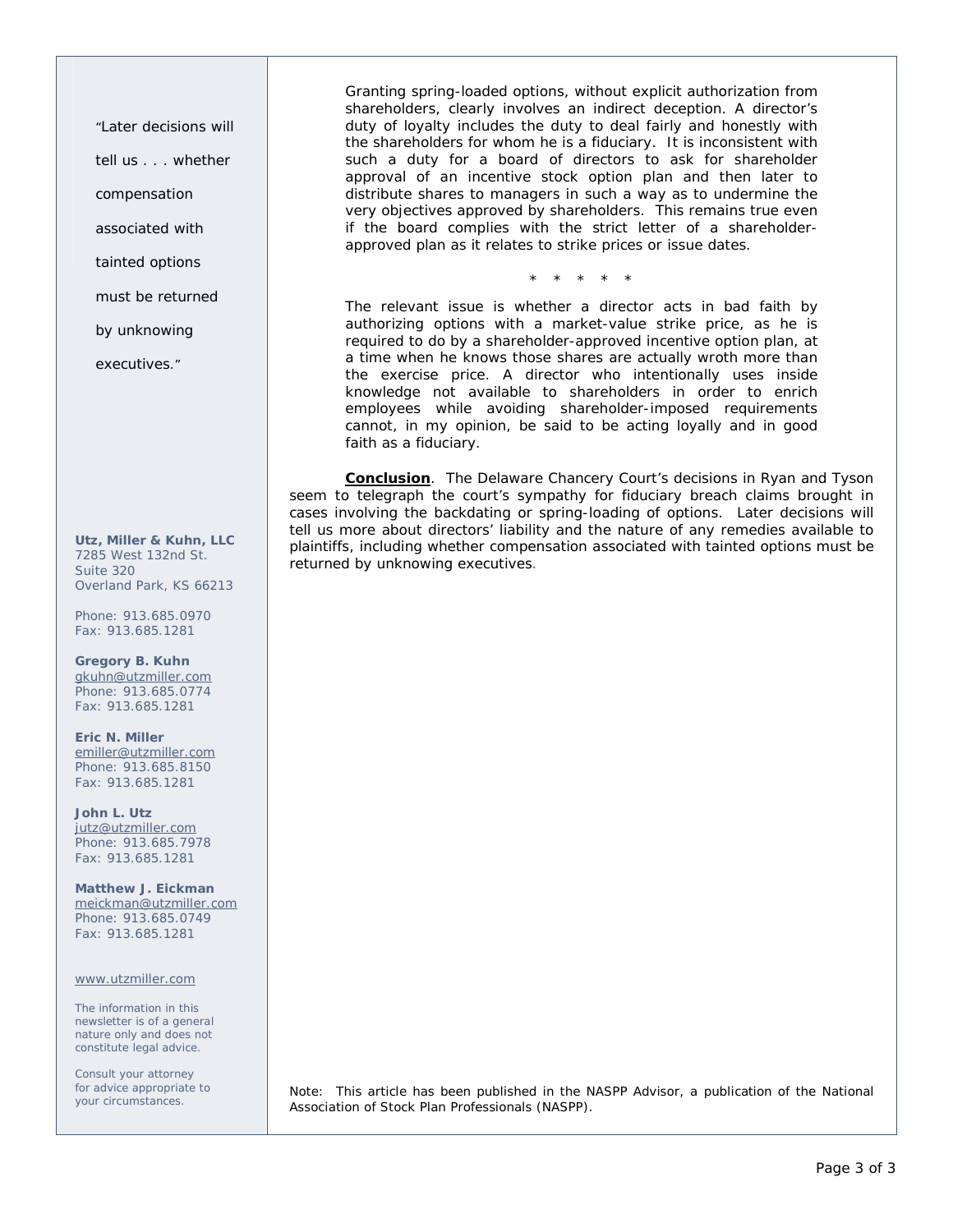> Granting spring-loaded options, without explicit authorization from shareholders, clearly involves an indirect deception. A director's duty of loyalty includes the duty to deal fairly and honestly with the shareholders for whom he is a fiduciary. It is inconsistent with such a duty for a board of directors to ask for shareholder approval of an incentive stock option plan and then later to distribute shares to managers in such a way as to undermine the very objectives approved by shareholders. This remains true even if the board complies with the strict letter of a shareholder-approved plan as it relates to strike prices or issue dates.
>
> \* \* \* \* \*
>
> The relevant issue is whether a director acts in bad faith by authorizing options with a market-value strike price, as he is required to do by a shareholder-approved incentive option plan, at a time when he knows those shares are actually wroth more than the exercise price. A director who intentionally uses inside knowledge not available to shareholders in order to enrich employees while avoiding shareholder-imposed requirements cannot, in my opinion, be said to be acting loyally and in good faith as a fiduciary.

**Conclusion**. The Delaware Chancery Court's decisions in Ryan and Tyson seem to telegraph the court's sympathy for fiduciary breach claims brought in cases involving the backdating or spring-loading of options. Later decisions will tell us more about directors' liability and the nature of any remedies available to plaintiffs, including whether compensation associated with tainted options must be returned by unknowing executives.

"Later decisions will tell us . . . whether compensation associated with tainted options must be returned by unknowing executives."

Note: This article has been published in the NASPP Advisor, a publication of the National Association of Stock Plan Professionals (NASPP).

**Utz, Miller & Kuhn, LLC**
7285 West 132nd St.
Suite 320
Overland Park, KS 66213

Phone: 913.685.0970
Fax: 913.685.1281

**Gregory B. Kuhn**
gkuhn@utzmiller.com
Phone: 913.685.0774
Fax: 913.685.1281

**Eric N. Miller**
emiller@utzmiller.com
Phone: 913.685.8150
Fax: 913.685.1281

**John L. Utz**
jutz@utzmiller.com
Phone: 913.685.7978
Fax: 913.685.1281

**Matthew J. Eickman**
meickman@utzmiller.com
Phone: 913.685.0749
Fax: 913.685.1281

www.utzmiller.com

The information in this newsletter is of a general nature only and does not constitute legal advice.

Consult your attorney for advice appropriate to your circumstances.